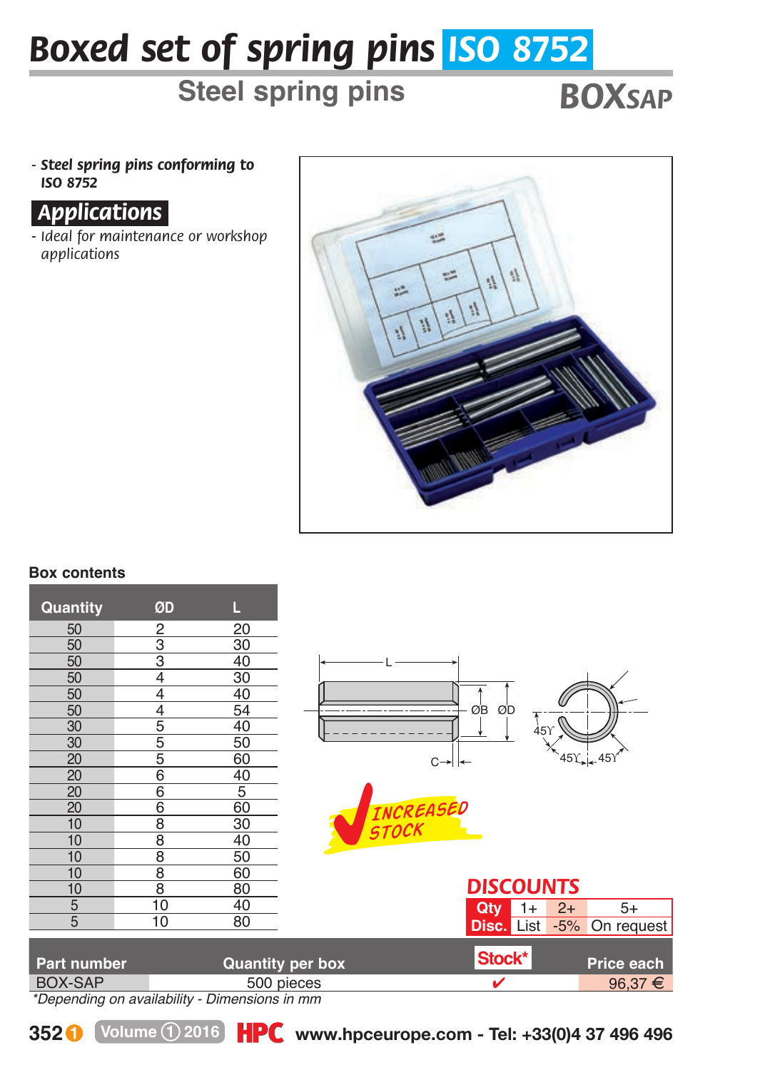# Boxed set of spring pins ISO 8752

## Steel spring pins

**BOXSAP**

- ***Steel spring pins conforming to ISO 8752***

## Applications

- *Ideal for maintenance or workshop applications*

### Box contents

| Quantity | ØD | L |
|---|---|---|
| 50 | 2 | 20 |
| 50 | 3 | 30 |
| 50 | 3 | 40 |
| 50 | 4 | 30 |
| 50 | 4 | 40 |
| 50 | 4 | 54 |
| 30 | 5 | 40 |
| 30 | 5 | 50 |
| 20 | 5 | 60 |
| 20 | 6 | 40 |
| 20 | 6 | 5 |
| 20 | 6 | 60 |
| 10 | 8 | 30 |
| 10 | 8 | 40 |
| 10 | 8 | 50 |
| 10 | 8 | 60 |
| 10 | 8 | 80 |
| 5 | 10 | 40 |
| 5 | 10 | 80 |

INCREASED STOCK

### DISCOUNTS

| Qty | 1+ | 2+ | 5+ |
|---|---|---|---|
| Disc. | List | -5% | On request |

| Part number | Quantity per box | Stock* | Price each |
|---|---|---|---|
| BOX-SAP | 500 pieces | ✔ | 96,37 € |

*Depending on availability - Dimensions in mm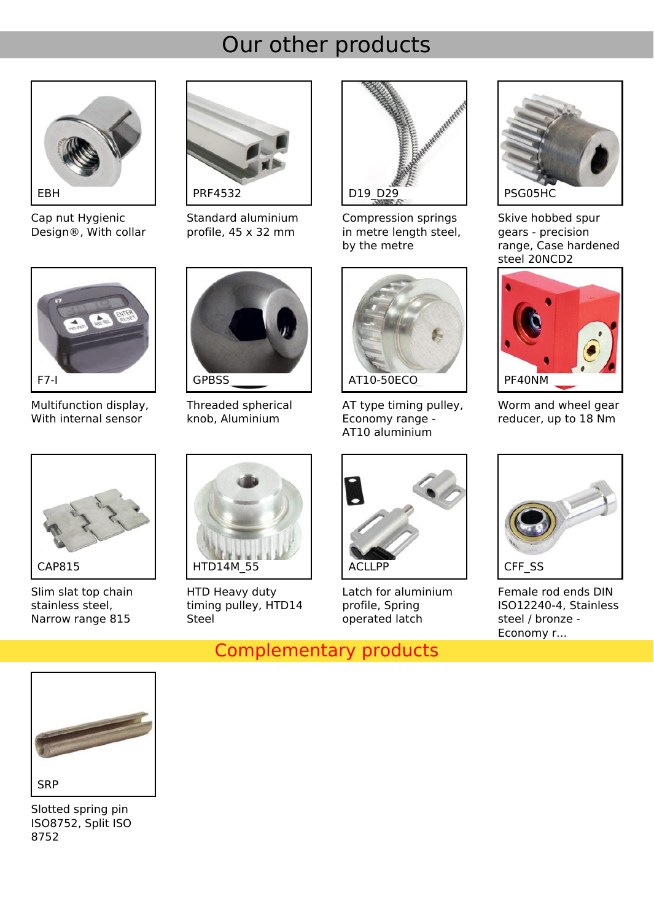# Our other products

EBH

Cap nut Hygienic Design®, With collar

PRF4532

Standard aluminium profile, 45 x 32 mm

D19_D29

Compression springs in metre length steel, by the metre

PSG05HC

Skive hobbed spur gears - precision range, Case hardened steel 20NCD2

F7-I

Multifunction display, With internal sensor

GPBSS

Threaded spherical knob, Aluminium

AT10-50ECO

AT type timing pulley, Economy range - AT10 aluminium

PF40NM

Worm and wheel gear reducer, up to 18 Nm

CAP815

Slim slat top chain stainless steel, Narrow range 815

HTD14M_55

HTD Heavy duty timing pulley, HTD14 Steel

ACLLPP

Latch for aluminium profile, Spring operated latch

CFF_SS

Female rod ends DIN ISO12240-4, Stainless steel / bronze - Economy r...

# Complementary products

SRP

Slotted spring pin ISO8752, Split ISO 8752